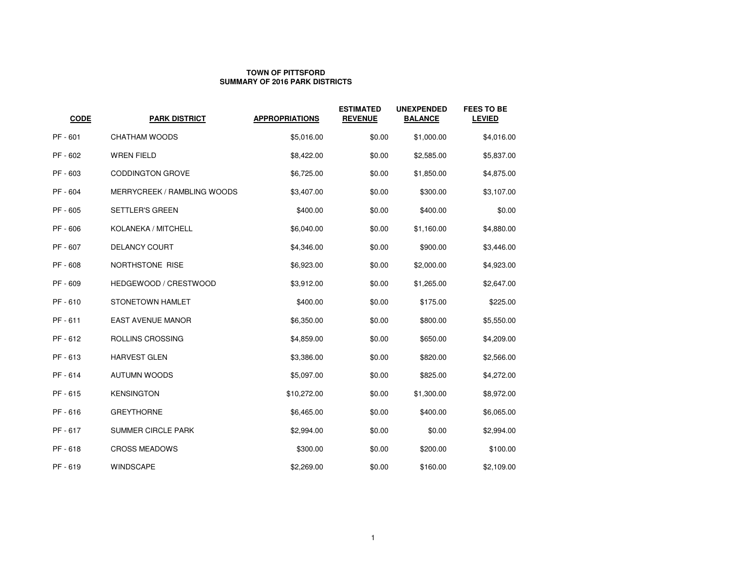**TOWN OF PITTSFORD**
**SUMMARY OF 2016 PARK DISTRICTS**

| CODE | PARK DISTRICT | APPROPRIATIONS | ESTIMATED REVENUE | UNEXPENDED BALANCE | FEES TO BE LEVIED |
|---|---|---|---|---|---|
| PF - 601 | CHATHAM WOODS | $5,016.00 | $0.00 | $1,000.00 | $4,016.00 |
| PF - 602 | WREN FIELD | $8,422.00 | $0.00 | $2,585.00 | $5,837.00 |
| PF - 603 | CODDINGTON GROVE | $6,725.00 | $0.00 | $1,850.00 | $4,875.00 |
| PF - 604 | MERRYCREEK / RAMBLING WOODS | $3,407.00 | $0.00 | $300.00 | $3,107.00 |
| PF - 605 | SETTLER'S GREEN | $400.00 | $0.00 | $400.00 | $0.00 |
| PF - 606 | KOLANEKA / MITCHELL | $6,040.00 | $0.00 | $1,160.00 | $4,880.00 |
| PF - 607 | DELANCY COURT | $4,346.00 | $0.00 | $900.00 | $3,446.00 |
| PF - 608 | NORTHSTONE RISE | $6,923.00 | $0.00 | $2,000.00 | $4,923.00 |
| PF - 609 | HEDGEWOOD / CRESTWOOD | $3,912.00 | $0.00 | $1,265.00 | $2,647.00 |
| PF - 610 | STONETOWN HAMLET | $400.00 | $0.00 | $175.00 | $225.00 |
| PF - 611 | EAST AVENUE MANOR | $6,350.00 | $0.00 | $800.00 | $5,550.00 |
| PF - 612 | ROLLINS CROSSING | $4,859.00 | $0.00 | $650.00 | $4,209.00 |
| PF - 613 | HARVEST GLEN | $3,386.00 | $0.00 | $820.00 | $2,566.00 |
| PF - 614 | AUTUMN WOODS | $5,097.00 | $0.00 | $825.00 | $4,272.00 |
| PF - 615 | KENSINGTON | $10,272.00 | $0.00 | $1,300.00 | $8,972.00 |
| PF - 616 | GREYTHORNE | $6,465.00 | $0.00 | $400.00 | $6,065.00 |
| PF - 617 | SUMMER CIRCLE PARK | $2,994.00 | $0.00 | $0.00 | $2,994.00 |
| PF - 618 | CROSS MEADOWS | $300.00 | $0.00 | $200.00 | $100.00 |
| PF - 619 | WINDSCAPE | $2,269.00 | $0.00 | $160.00 | $2,109.00 |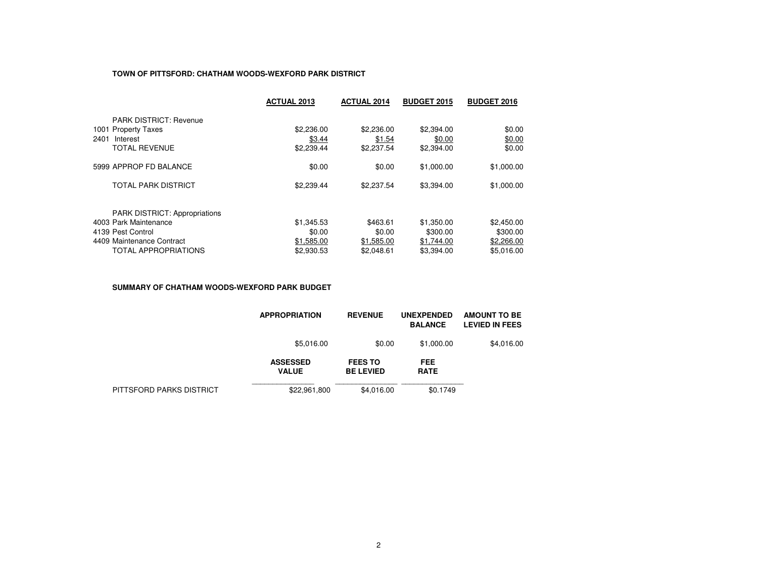**TOWN OF PITTSFORD: CHATHAM WOODS-WEXFORD PARK DISTRICT**

| | ACTUAL 2013 | ACTUAL 2014 | BUDGET 2015 | BUDGET 2016 |
|---|---|---|---|---|
| PARK DISTRICT: Revenue | | | | |
| 1001 Property Taxes | $2,236.00 | $2,236.00 | $2,394.00 | $0.00 |
| 2401 Interest | $3.44 | $1.54 | $0.00 | $0.00 |
| TOTAL REVENUE | $2,239.44 | $2,237.54 | $2,394.00 | $0.00 |
| 5999 APPROP FD BALANCE | $0.00 | $0.00 | $1,000.00 | $1,000.00 |
| TOTAL PARK DISTRICT | $2,239.44 | $2,237.54 | $3,394.00 | $1,000.00 |
| PARK DISTRICT: Appropriations | | | | |
| 4003 Park Maintenance | $1,345.53 | $463.61 | $1,350.00 | $2,450.00 |
| 4139 Pest Control | $0.00 | $0.00 | $300.00 | $300.00 |
| 4409 Maintenance Contract | $1,585.00 | $1,585.00 | $1,744.00 | $2,266.00 |
| TOTAL APPROPRIATIONS | $2,930.53 | $2,048.61 | $3,394.00 | $5,016.00 |

**SUMMARY OF CHATHAM WOODS-WEXFORD PARK BUDGET**

| APPROPRIATION | REVENUE | UNEXPENDED BALANCE | AMOUNT TO BE LEVIED IN FEES |
|---|---|---|---|
| $5,016.00 | $0.00 | $1,000.00 | $4,016.00 |

| | ASSESSED VALUE | FEES TO BE LEVIED | FEE RATE |
|---|---|---|---|
| PITTSFORD PARKS DISTRICT | $22,961,800 | $4,016.00 | $0.1749 |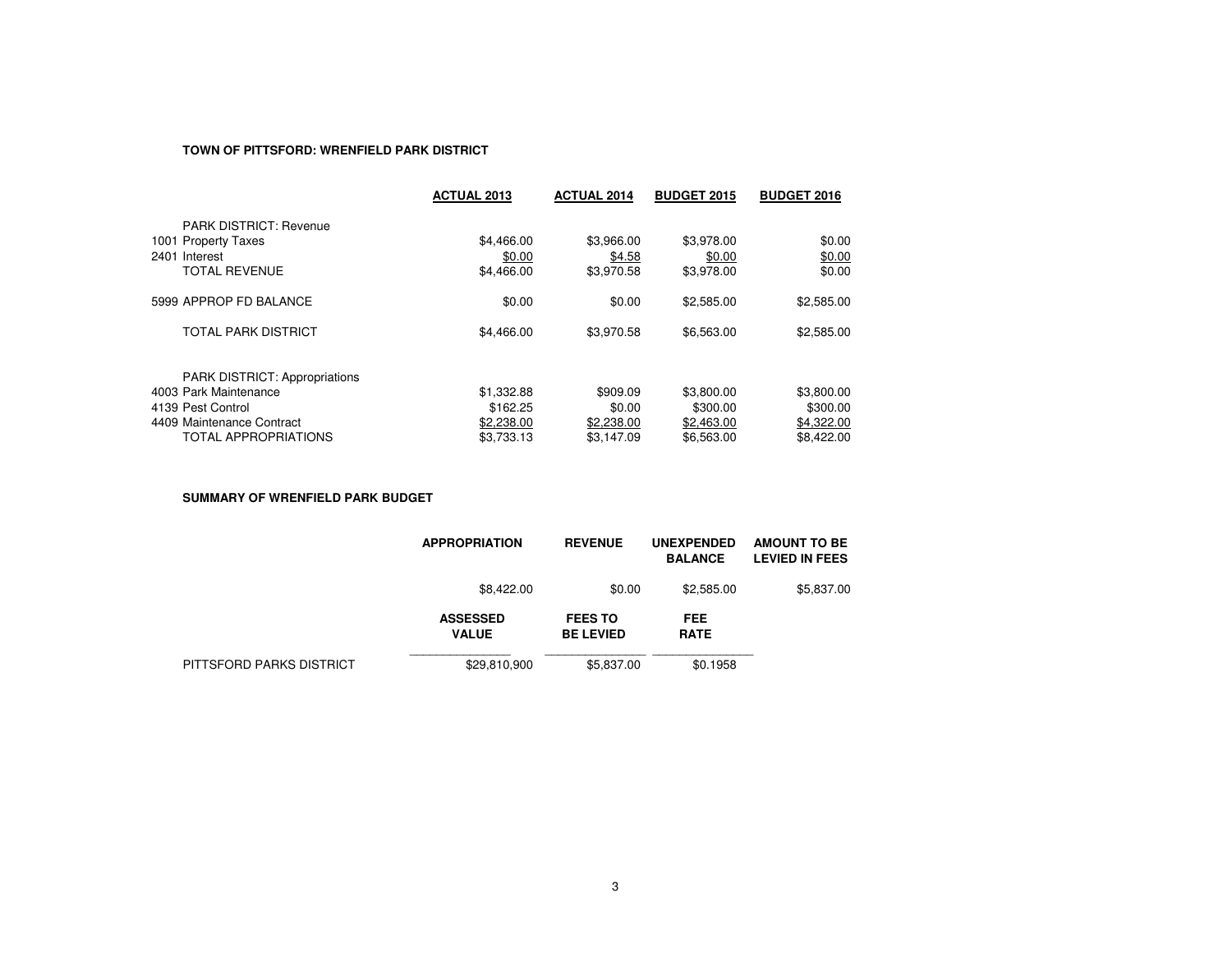**TOWN OF PITTSFORD: WRENFIELD PARK DISTRICT**

| | ACTUAL 2013 | ACTUAL 2014 | BUDGET 2015 | BUDGET 2016 |
|---|---|---|---|---|
| PARK DISTRICT: Revenue | | | | |
| 1001 Property Taxes | $4,466.00 | $3,966.00 | $3,978.00 | $0.00 |
| 2401 Interest | $0.00 | $4.58 | $0.00 | $0.00 |
| TOTAL REVENUE | $4,466.00 | $3,970.58 | $3,978.00 | $0.00 |
| 5999 APPROP FD BALANCE | $0.00 | $0.00 | $2,585.00 | $2,585.00 |
| TOTAL PARK DISTRICT | $4,466.00 | $3,970.58 | $6,563.00 | $2,585.00 |
| PARK DISTRICT: Appropriations | | | | |
| 4003 Park Maintenance | $1,332.88 | $909.09 | $3,800.00 | $3,800.00 |
| 4139 Pest Control | $162.25 | $0.00 | $300.00 | $300.00 |
| 4409 Maintenance Contract | $2,238.00 | $2,238.00 | $2,463.00 | $4,322.00 |
| TOTAL APPROPRIATIONS | $3,733.13 | $3,147.09 | $6,563.00 | $8,422.00 |

**SUMMARY OF WRENFIELD PARK BUDGET**

| APPROPRIATION | REVENUE | UNEXPENDED BALANCE | AMOUNT TO BE LEVIED IN FEES |
|---|---|---|---|
| $8,422.00 | $0.00 | $2,585.00 | $5,837.00 |

| | ASSESSED VALUE | FEES TO BE LEVIED | FEE RATE |
|---|---|---|---|
| PITTSFORD PARKS DISTRICT | $29,810,900 | $5,837.00 | $0.1958 |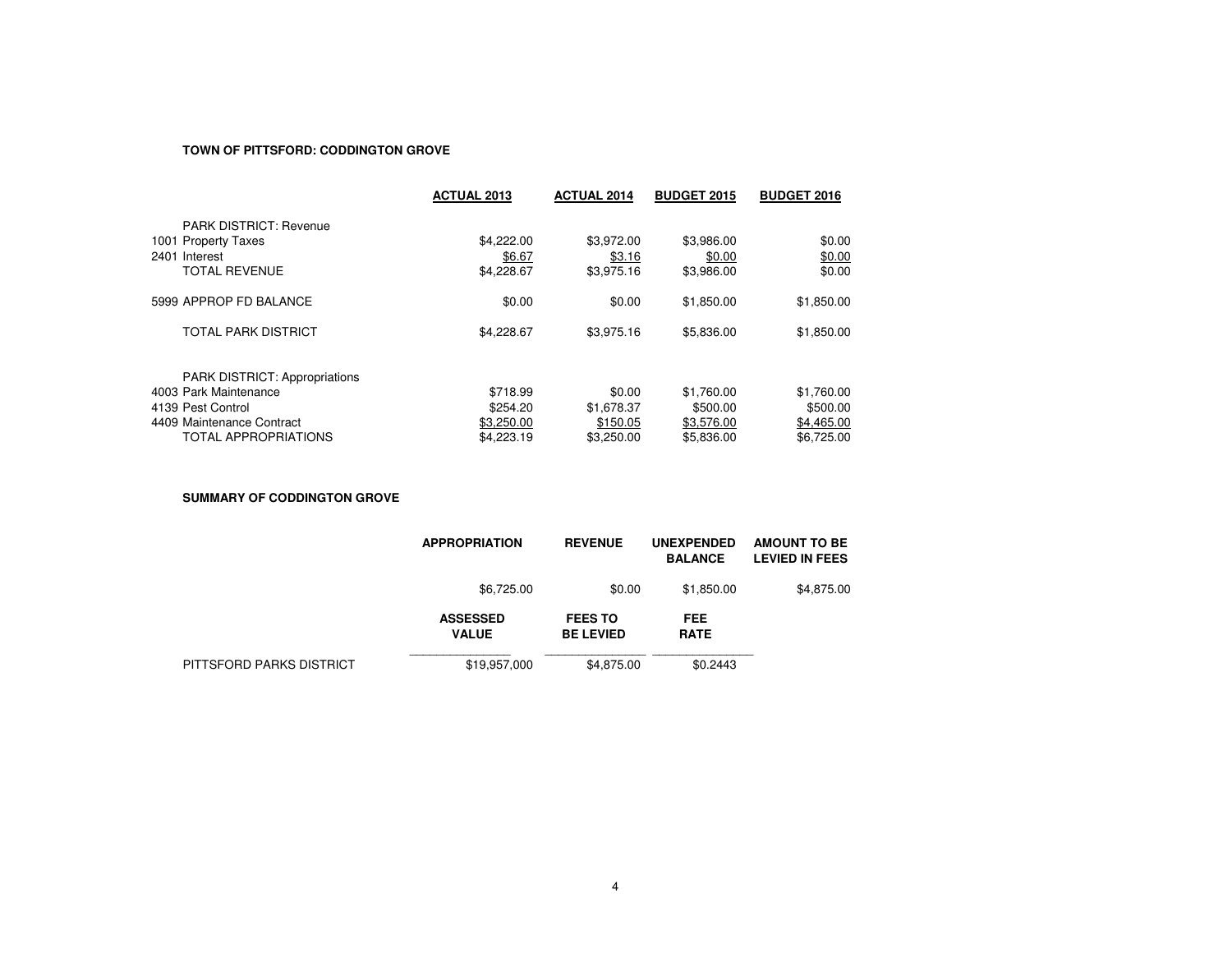**TOWN OF PITTSFORD: CODDINGTON GROVE**

| | ACTUAL 2013 | ACTUAL 2014 | BUDGET 2015 | BUDGET 2016 |
|---|---|---|---|---|
| PARK DISTRICT: Revenue | | | | |
| 1001 Property Taxes | $4,222.00 | $3,972.00 | $3,986.00 | $0.00 |
| 2401 Interest | $6.67 | $3.16 | $0.00 | $0.00 |
| TOTAL REVENUE | $4,228.67 | $3,975.16 | $3,986.00 | $0.00 |
| 5999 APPROP FD BALANCE | $0.00 | $0.00 | $1,850.00 | $1,850.00 |
| TOTAL PARK DISTRICT | $4,228.67 | $3,975.16 | $5,836.00 | $1,850.00 |
| PARK DISTRICT: Appropriations | | | | |
| 4003 Park Maintenance | $718.99 | $0.00 | $1,760.00 | $1,760.00 |
| 4139 Pest Control | $254.20 | $1,678.37 | $500.00 | $500.00 |
| 4409 Maintenance Contract | $3,250.00 | $150.05 | $3,576.00 | $4,465.00 |
| TOTAL APPROPRIATIONS | $4,223.19 | $3,250.00 | $5,836.00 | $6,725.00 |

**SUMMARY OF CODDINGTON GROVE**

| APPROPRIATION | REVENUE | UNEXPENDED BALANCE | AMOUNT TO BE LEVIED IN FEES |
|---|---|---|---|
| $6,725.00 | $0.00 | $1,850.00 | $4,875.00 |

| | ASSESSED VALUE | FEES TO BE LEVIED | FEE RATE |
|---|---|---|---|
| PITTSFORD PARKS DISTRICT | $19,957,000 | $4,875.00 | $0.2443 |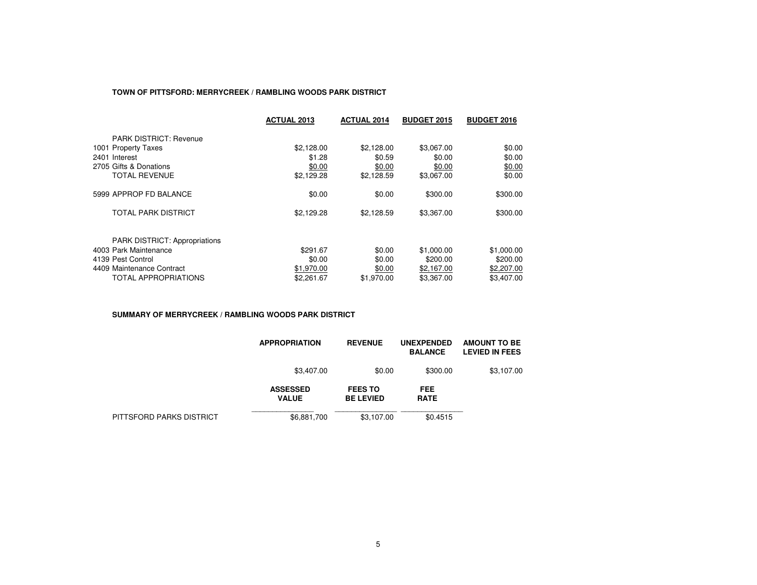**TOWN OF PITTSFORD: MERRYCREEK / RAMBLING WOODS PARK DISTRICT**

| | ACTUAL 2013 | ACTUAL 2014 | BUDGET 2015 | BUDGET 2016 |
|---|---|---|---|---|
| PARK DISTRICT: Revenue | | | | |
| 1001 Property Taxes | $2,128.00 | $2,128.00 | $3,067.00 | $0.00 |
| 2401 Interest | $1.28 | $0.59 | $0.00 | $0.00 |
| 2705 Gifts & Donations | $0.00 | $0.00 | $0.00 | $0.00 |
| TOTAL REVENUE | $2,129.28 | $2,128.59 | $3,067.00 | $0.00 |
| 5999 APPROP FD BALANCE | $0.00 | $0.00 | $300.00 | $300.00 |
| TOTAL PARK DISTRICT | $2,129.28 | $2,128.59 | $3,367.00 | $300.00 |
| PARK DISTRICT: Appropriations | | | | |
| 4003 Park Maintenance | $291.67 | $0.00 | $1,000.00 | $1,000.00 |
| 4139 Pest Control | $0.00 | $0.00 | $200.00 | $200.00 |
| 4409 Maintenance Contract | $1,970.00 | $0.00 | $2,167.00 | $2,207.00 |
| TOTAL APPROPRIATIONS | $2,261.67 | $1,970.00 | $3,367.00 | $3,407.00 |

**SUMMARY OF MERRYCREEK / RAMBLING WOODS PARK DISTRICT**

| | APPROPRIATION | REVENUE | UNEXPENDED BALANCE | AMOUNT TO BE LEVIED IN FEES |
|---|---|---|---|---|
| | $3,407.00 | $0.00 | $300.00 | $3,107.00 |

| | ASSESSED VALUE | FEES TO BE LEVIED | FEE RATE |
|---|---|---|---|
| PITTSFORD PARKS DISTRICT | $6,881,700 | $3,107.00 | $0.4515 |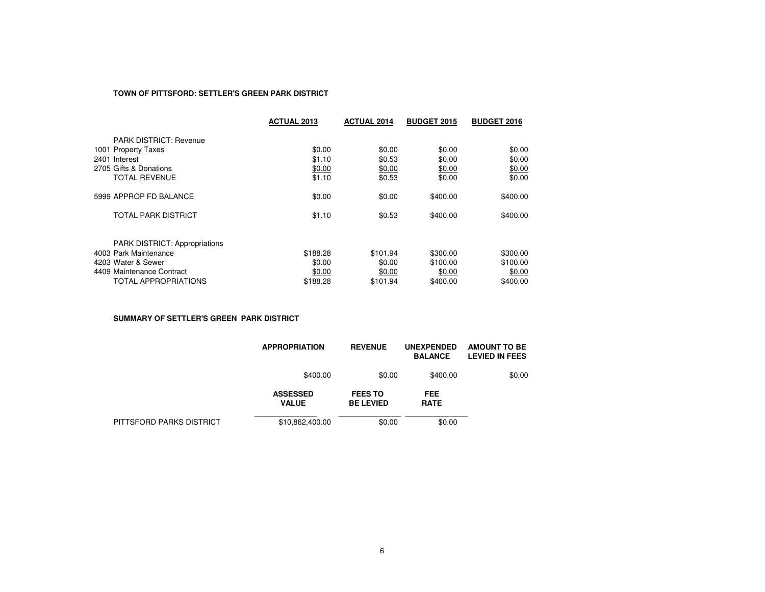**TOWN OF PITTSFORD: SETTLER'S GREEN PARK DISTRICT**

| | ACTUAL 2013 | ACTUAL 2014 | BUDGET 2015 | BUDGET 2016 |
|---|---|---|---|---|
| PARK DISTRICT: Revenue | | | | |
| 1001 Property Taxes | $0.00 | $0.00 | $0.00 | $0.00 |
| 2401 Interest | $1.10 | $0.53 | $0.00 | $0.00 |
| 2705 Gifts & Donations | $0.00 | $0.00 | $0.00 | $0.00 |
| TOTAL REVENUE | $1.10 | $0.53 | $0.00 | $0.00 |
| 5999 APPROP FD BALANCE | $0.00 | $0.00 | $400.00 | $400.00 |
| TOTAL PARK DISTRICT | $1.10 | $0.53 | $400.00 | $400.00 |
| PARK DISTRICT: Appropriations | | | | |
| 4003 Park Maintenance | $188.28 | $101.94 | $300.00 | $300.00 |
| 4203 Water & Sewer | $0.00 | $0.00 | $100.00 | $100.00 |
| 4409 Maintenance Contract | $0.00 | $0.00 | $0.00 | $0.00 |
| TOTAL APPROPRIATIONS | $188.28 | $101.94 | $400.00 | $400.00 |

**SUMMARY OF SETTLER'S GREEN PARK DISTRICT**

| | APPROPRIATION | REVENUE | UNEXPENDED BALANCE | AMOUNT TO BE LEVIED IN FEES |
|---|---|---|---|---|
| | $400.00 | $0.00 | $400.00 | $0.00 |

| | ASSESSED VALUE | FEES TO BE LEVIED | FEE RATE |
|---|---|---|---|
| PITTSFORD PARKS DISTRICT | $10,862,400.00 | $0.00 | $0.00 |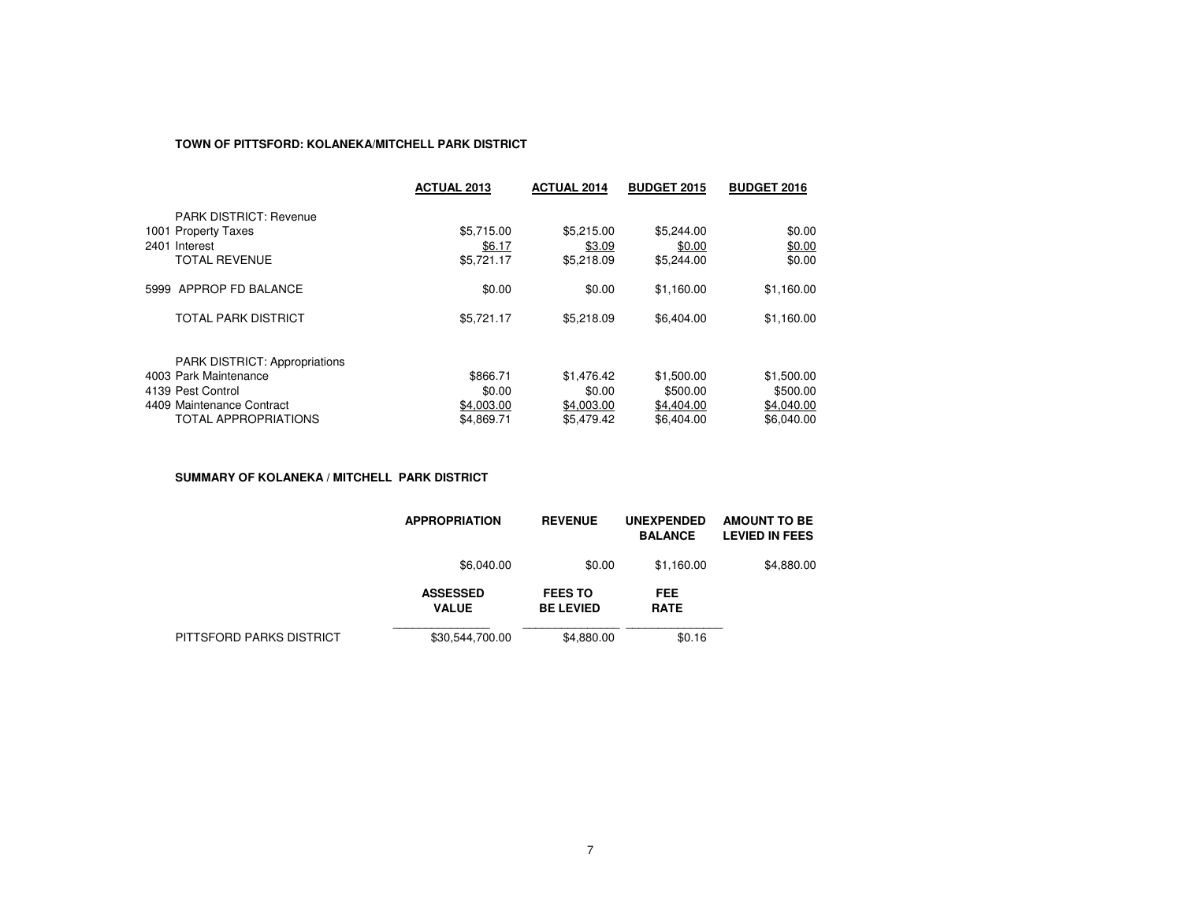**TOWN OF PITTSFORD: KOLANEKA/MITCHELL PARK DISTRICT**

| | ACTUAL 2013 | ACTUAL 2014 | BUDGET 2015 | BUDGET 2016 |
|---|---|---|---|---|
| PARK DISTRICT: Revenue | | | | |
| 1001 Property Taxes | $5,715.00 | $5,215.00 | $5,244.00 | $0.00 |
| 2401 Interest | $6.17 | $3.09 | $0.00 | $0.00 |
| TOTAL REVENUE | $5,721.17 | $5,218.09 | $5,244.00 | $0.00 |
| 5999 APPROP FD BALANCE | $0.00 | $0.00 | $1,160.00 | $1,160.00 |
| TOTAL PARK DISTRICT | $5,721.17 | $5,218.09 | $6,404.00 | $1,160.00 |
| PARK DISTRICT: Appropriations | | | | |
| 4003 Park Maintenance | $866.71 | $1,476.42 | $1,500.00 | $1,500.00 |
| 4139 Pest Control | $0.00 | $0.00 | $500.00 | $500.00 |
| 4409 Maintenance Contract | $4,003.00 | $4,003.00 | $4,404.00 | $4,040.00 |
| TOTAL APPROPRIATIONS | $4,869.71 | $5,479.42 | $6,404.00 | $6,040.00 |

**SUMMARY OF KOLANEKA / MITCHELL PARK DISTRICT**

| | APPROPRIATION | REVENUE | UNEXPENDED BALANCE | AMOUNT TO BE LEVIED IN FEES |
|---|---|---|---|---|
| | $6,040.00 | $0.00 | $1,160.00 | $4,880.00 |

| | ASSESSED VALUE | FEES TO BE LEVIED | FEE RATE |
|---|---|---|---|
| PITTSFORD PARKS DISTRICT | $30,544,700.00 | $4,880.00 | $0.16 |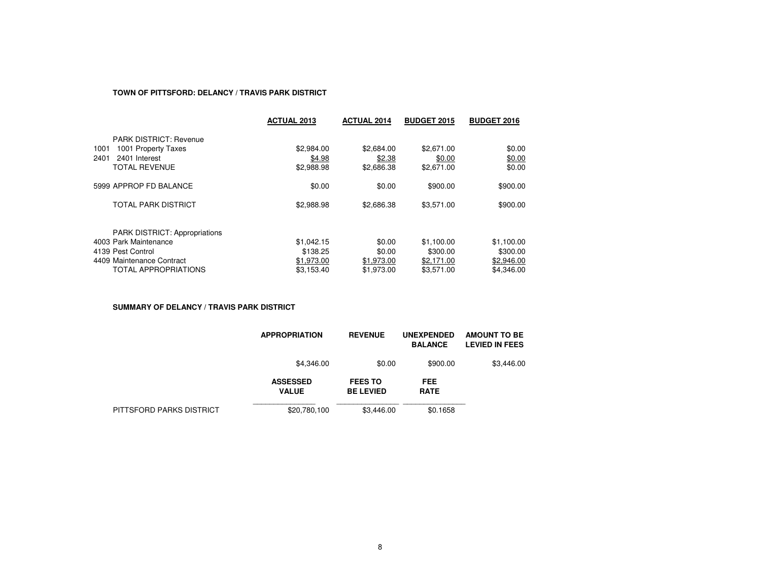**TOWN OF PITTSFORD: DELANCY / TRAVIS PARK DISTRICT**

| | ACTUAL 2013 | ACTUAL 2014 | BUDGET 2015 | BUDGET 2016 |
|---|---|---|---|---|
| PARK DISTRICT: Revenue | | | | |
| 1001 1001 Property Taxes | $2,984.00 | $2,684.00 | $2,671.00 | $0.00 |
| 2401 2401 Interest | $4.98 | $2.38 | $0.00 | $0.00 |
| TOTAL REVENUE | $2,988.98 | $2,686.38 | $2,671.00 | $0.00 |
| 5999 APPROP FD BALANCE | $0.00 | $0.00 | $900.00 | $900.00 |
| TOTAL PARK DISTRICT | $2,988.98 | $2,686.38 | $3,571.00 | $900.00 |
| PARK DISTRICT: Appropriations | | | | |
| 4003 Park Maintenance | $1,042.15 | $0.00 | $1,100.00 | $1,100.00 |
| 4139 Pest Control | $138.25 | $0.00 | $300.00 | $300.00 |
| 4409 Maintenance Contract | $1,973.00 | $1,973.00 | $2,171.00 | $2,946.00 |
| TOTAL APPROPRIATIONS | $3,153.40 | $1,973.00 | $3,571.00 | $4,346.00 |

**SUMMARY OF DELANCY / TRAVIS PARK DISTRICT**

| | APPROPRIATION | REVENUE | UNEXPENDED BALANCE | AMOUNT TO BE LEVIED IN FEES |
|---|---|---|---|---|
| | $4,346.00 | $0.00 | $900.00 | $3,446.00 |

| | ASSESSED VALUE | FEES TO BE LEVIED | FEE RATE |
|---|---|---|---|
| PITTSFORD PARKS DISTRICT | $20,780,100 | $3,446.00 | $0.1658 |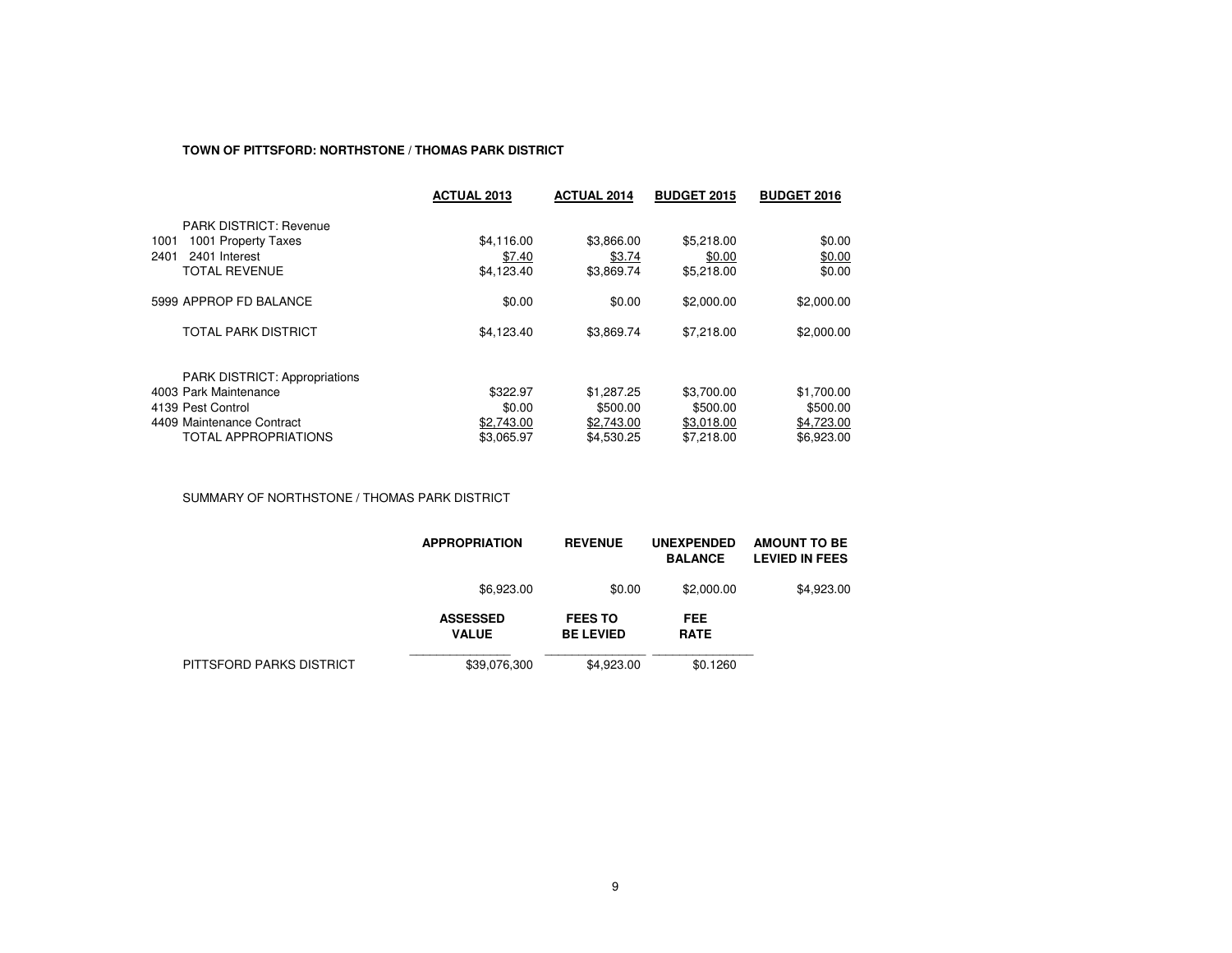**TOWN OF PITTSFORD: NORTHSTONE / THOMAS PARK DISTRICT**

| | | ACTUAL 2013 | ACTUAL 2014 | BUDGET 2015 | BUDGET 2016 |
|---|---|---|---|---|---|
| | PARK DISTRICT: Revenue | | | | |
| 1001 | 1001 Property Taxes | $4,116.00 | $3,866.00 | $5,218.00 | $0.00 |
| 2401 | 2401 Interest | $7.40 | $3.74 | $0.00 | $0.00 |
| | TOTAL REVENUE | $4,123.40 | $3,869.74 | $5,218.00 | $0.00 |
| | 5999 APPROP FD BALANCE | $0.00 | $0.00 | $2,000.00 | $2,000.00 |
| | TOTAL PARK DISTRICT | $4,123.40 | $3,869.74 | $7,218.00 | $2,000.00 |
| | PARK DISTRICT: Appropriations | | | | |
| | 4003 Park Maintenance | $322.97 | $1,287.25 | $3,700.00 | $1,700.00 |
| | 4139 Pest Control | $0.00 | $500.00 | $500.00 | $500.00 |
| | 4409 Maintenance Contract | $2,743.00 | $2,743.00 | $3,018.00 | $4,723.00 |
| | TOTAL APPROPRIATIONS | $3,065.97 | $4,530.25 | $7,218.00 | $6,923.00 |

SUMMARY OF NORTHSTONE / THOMAS PARK DISTRICT

| | APPROPRIATION | REVENUE | UNEXPENDED BALANCE | AMOUNT TO BE LEVIED IN FEES |
|---|---|---|---|---|
| | $6,923.00 | $0.00 | $2,000.00 | $4,923.00 |

| | ASSESSED VALUE | FEES TO BE LEVIED | FEE RATE |
|---|---|---|---|
| PITTSFORD PARKS DISTRICT | $39,076,300 | $4,923.00 | $0.1260 |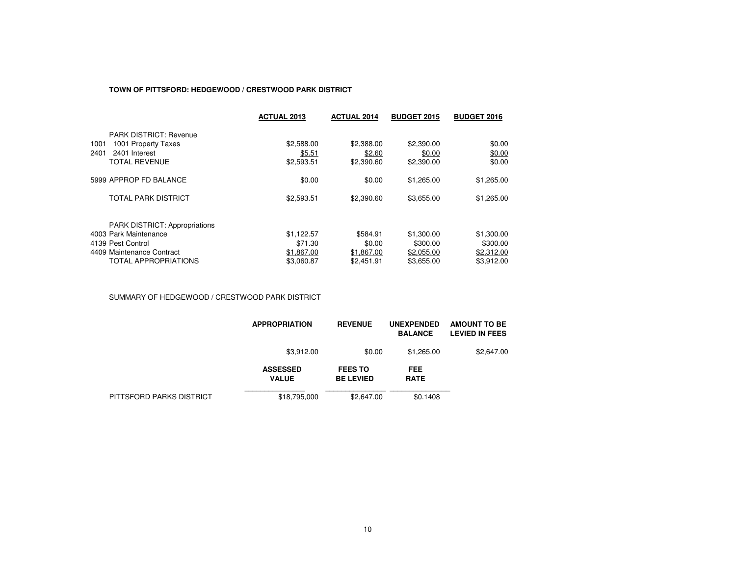**TOWN OF PITTSFORD: HEDGEWOOD / CRESTWOOD PARK DISTRICT**

| | | ACTUAL 2013 | ACTUAL 2014 | BUDGET 2015 | BUDGET 2016 |
|---|---|---|---|---|---|
| | PARK DISTRICT: Revenue | | | | |
| 1001 | 1001 Property Taxes | $2,588.00 | $2,388.00 | $2,390.00 | $0.00 |
| 2401 | 2401 Interest | $5.51 | $2.60 | $0.00 | $0.00 |
| | TOTAL REVENUE | $2,593.51 | $2,390.60 | $2,390.00 | $0.00 |
| | 5999 APPROP FD BALANCE | $0.00 | $0.00 | $1,265.00 | $1,265.00 |
| | TOTAL PARK DISTRICT | $2,593.51 | $2,390.60 | $3,655.00 | $1,265.00 |
| | PARK DISTRICT: Appropriations | | | | |
| | 4003 Park Maintenance | $1,122.57 | $584.91 | $1,300.00 | $1,300.00 |
| | 4139 Pest Control | $71.30 | $0.00 | $300.00 | $300.00 |
| | 4409 Maintenance Contract | $1,867.00 | $1,867.00 | $2,055.00 | $2,312.00 |
| | TOTAL APPROPRIATIONS | $3,060.87 | $2,451.91 | $3,655.00 | $3,912.00 |

SUMMARY OF HEDGEWOOD / CRESTWOOD PARK DISTRICT

| | APPROPRIATION | REVENUE | UNEXPENDED BALANCE | AMOUNT TO BE LEVIED IN FEES |
|---|---|---|---|---|
| | $3,912.00 | $0.00 | $1,265.00 | $2,647.00 |

| | ASSESSED VALUE | FEES TO BE LEVIED | FEE RATE |
|---|---|---|---|
| PITTSFORD PARKS DISTRICT | $18,795,000 | $2,647.00 | $0.1408 |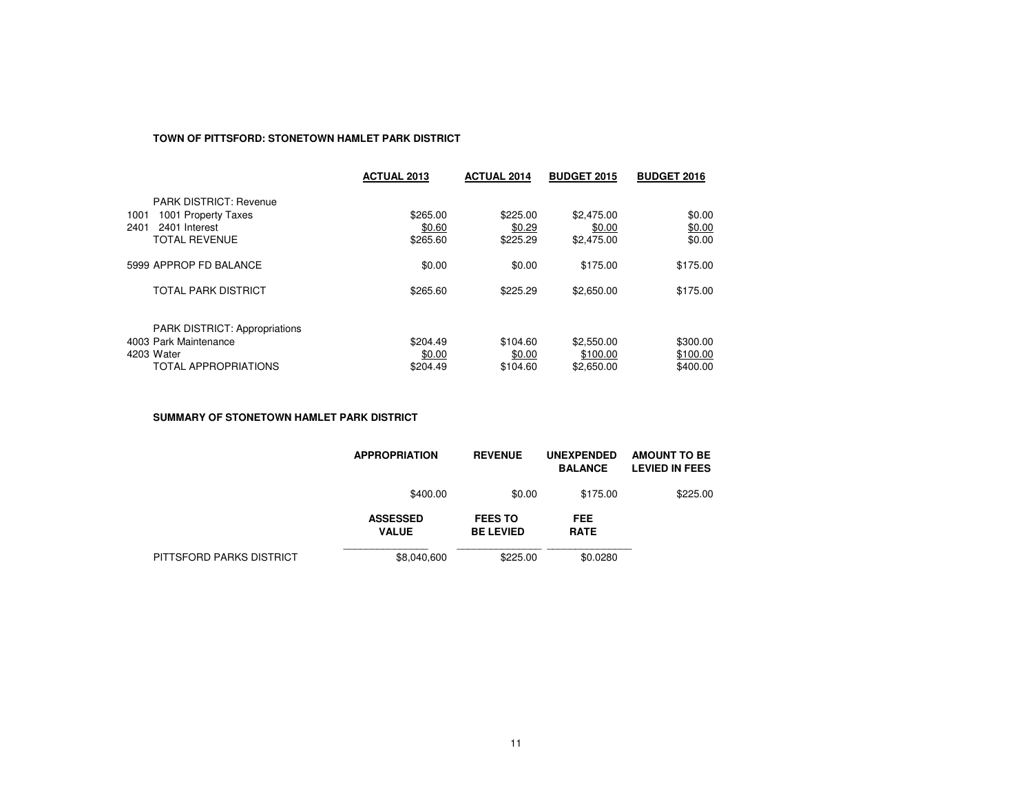**TOWN OF PITTSFORD: STONETOWN HAMLET PARK DISTRICT**

| | | ACTUAL 2013 | ACTUAL 2014 | BUDGET 2015 | BUDGET 2016 |
|---|---|---|---|---|---|
| | PARK DISTRICT: Revenue | | | | |
| 1001 | 1001 Property Taxes | $265.00 | $225.00 | $2,475.00 | $0.00 |
| 2401 | 2401 Interest | $0.60 | $0.29 | $0.00 | $0.00 |
| | TOTAL REVENUE | $265.60 | $225.29 | $2,475.00 | $0.00 |
| 5999 | APPROP FD BALANCE | $0.00 | $0.00 | $175.00 | $175.00 |
| | TOTAL PARK DISTRICT | $265.60 | $225.29 | $2,650.00 | $175.00 |
| | PARK DISTRICT: Appropriations | | | | |
| 4003 | Park Maintenance | $204.49 | $104.60 | $2,550.00 | $300.00 |
| 4203 | Water | $0.00 | $0.00 | $100.00 | $100.00 |
| | TOTAL APPROPRIATIONS | $204.49 | $104.60 | $2,650.00 | $400.00 |

**SUMMARY OF STONETOWN HAMLET PARK DISTRICT**

| | APPROPRIATION | REVENUE | UNEXPENDED BALANCE | AMOUNT TO BE LEVIED IN FEES |
|---|---|---|---|---|
| | $400.00 | $0.00 | $175.00 | $225.00 |

| | ASSESSED VALUE | FEES TO BE LEVIED | FEE RATE |
|---|---|---|---|
| PITTSFORD PARKS DISTRICT | $8,040,600 | $225.00 | $0.0280 |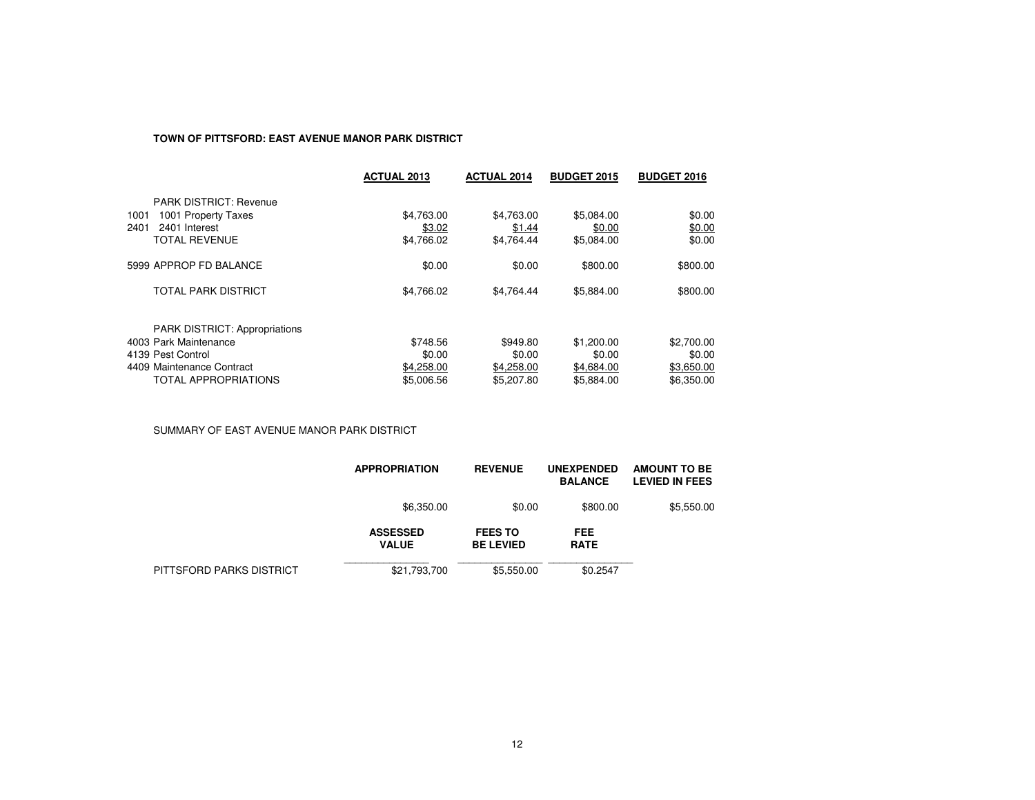**TOWN OF PITTSFORD: EAST AVENUE MANOR PARK DISTRICT**

| | ACTUAL 2013 | ACTUAL 2014 | BUDGET 2015 | BUDGET 2016 |
|---|---|---|---|---|
| PARK DISTRICT: Revenue | | | | |
| 1001 1001 Property Taxes | $4,763.00 | $4,763.00 | $5,084.00 | $0.00 |
| 2401 2401 Interest | $3.02 | $1.44 | $0.00 | $0.00 |
| TOTAL REVENUE | $4,766.02 | $4,764.44 | $5,084.00 | $0.00 |
| 5999 APPROP FD BALANCE | $0.00 | $0.00 | $800.00 | $800.00 |
| TOTAL PARK DISTRICT | $4,766.02 | $4,764.44 | $5,884.00 | $800.00 |
| PARK DISTRICT: Appropriations | | | | |
| 4003 Park Maintenance | $748.56 | $949.80 | $1,200.00 | $2,700.00 |
| 4139 Pest Control | $0.00 | $0.00 | $0.00 | $0.00 |
| 4409 Maintenance Contract | $4,258.00 | $4,258.00 | $4,684.00 | $3,650.00 |
| TOTAL APPROPRIATIONS | $5,006.56 | $5,207.80 | $5,884.00 | $6,350.00 |

SUMMARY OF EAST AVENUE MANOR PARK DISTRICT

| APPROPRIATION | REVENUE | UNEXPENDED BALANCE | AMOUNT TO BE LEVIED IN FEES |
|---|---|---|---|
| $6,350.00 | $0.00 | $800.00 | $5,550.00 |

| | ASSESSED VALUE | FEES TO BE LEVIED | FEE RATE |
|---|---|---|---|
| PITTSFORD PARKS DISTRICT | $21,793,700 | $5,550.00 | $0.2547 |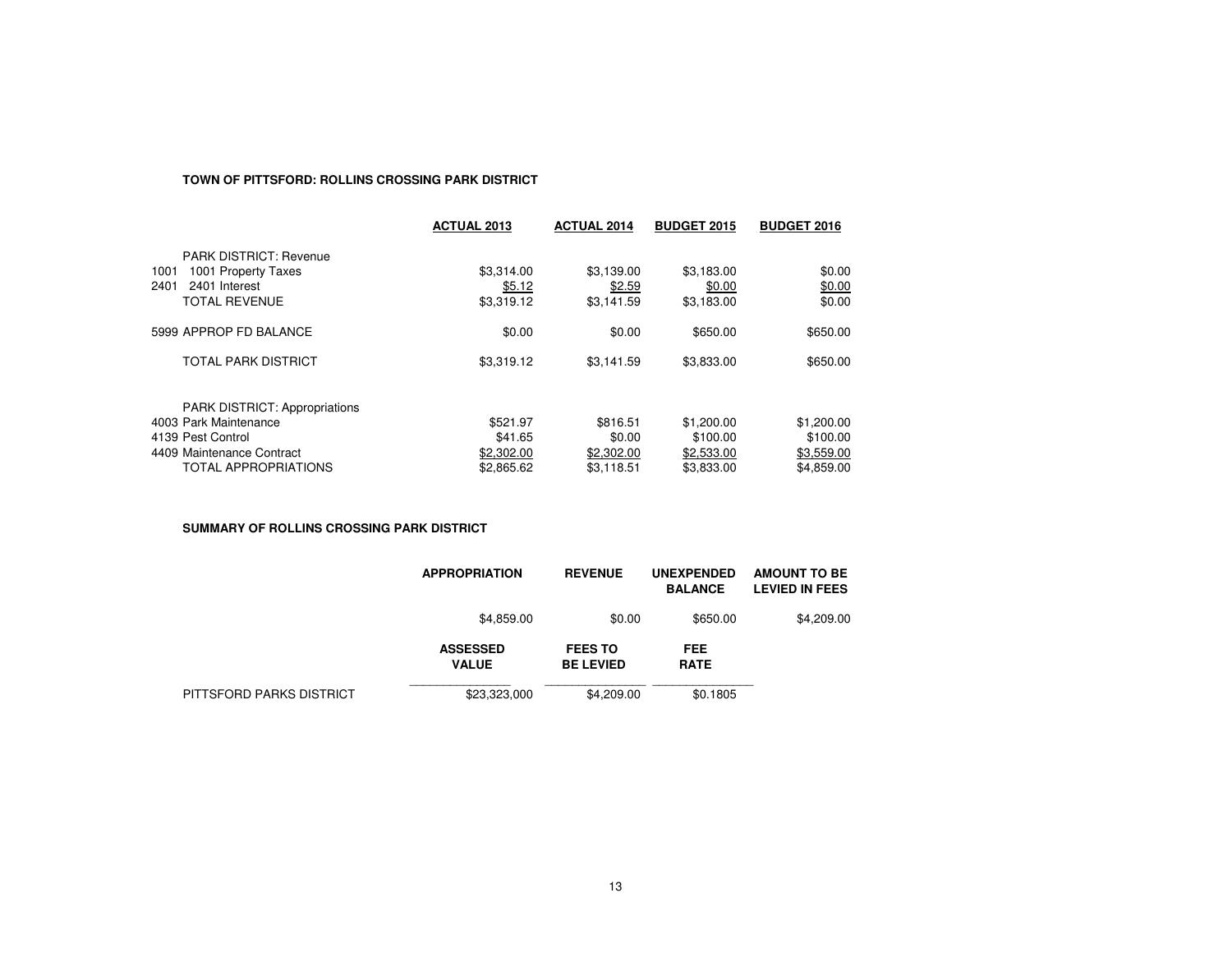**TOWN OF PITTSFORD: ROLLINS CROSSING PARK DISTRICT**

| | | ACTUAL 2013 | ACTUAL 2014 | BUDGET 2015 | BUDGET 2016 |
|---|---|---|---|---|---|
| | PARK DISTRICT: Revenue | | | | |
| 1001 | 1001 Property Taxes | $3,314.00 | $3,139.00 | $3,183.00 | $0.00 |
| 2401 | 2401 Interest | $5.12 | $2.59 | $0.00 | $0.00 |
| | TOTAL REVENUE | $3,319.12 | $3,141.59 | $3,183.00 | $0.00 |
| | 5999 APPROP FD BALANCE | $0.00 | $0.00 | $650.00 | $650.00 |
| | TOTAL PARK DISTRICT | $3,319.12 | $3,141.59 | $3,833.00 | $650.00 |
| | PARK DISTRICT: Appropriations | | | | |
| | 4003 Park Maintenance | $521.97 | $816.51 | $1,200.00 | $1,200.00 |
| | 4139 Pest Control | $41.65 | $0.00 | $100.00 | $100.00 |
| | 4409 Maintenance Contract | $2,302.00 | $2,302.00 | $2,533.00 | $3,559.00 |
| | TOTAL APPROPRIATIONS | $2,865.62 | $3,118.51 | $3,833.00 | $4,859.00 |

**SUMMARY OF ROLLINS CROSSING PARK DISTRICT**

| | APPROPRIATION | REVENUE | UNEXPENDED BALANCE | AMOUNT TO BE LEVIED IN FEES |
|---|---|---|---|---|
| | $4,859.00 | $0.00 | $650.00 | $4,209.00 |

| | ASSESSED VALUE | FEES TO BE LEVIED | FEE RATE |
|---|---|---|---|
| PITTSFORD PARKS DISTRICT | $23,323,000 | $4,209.00 | $0.1805 |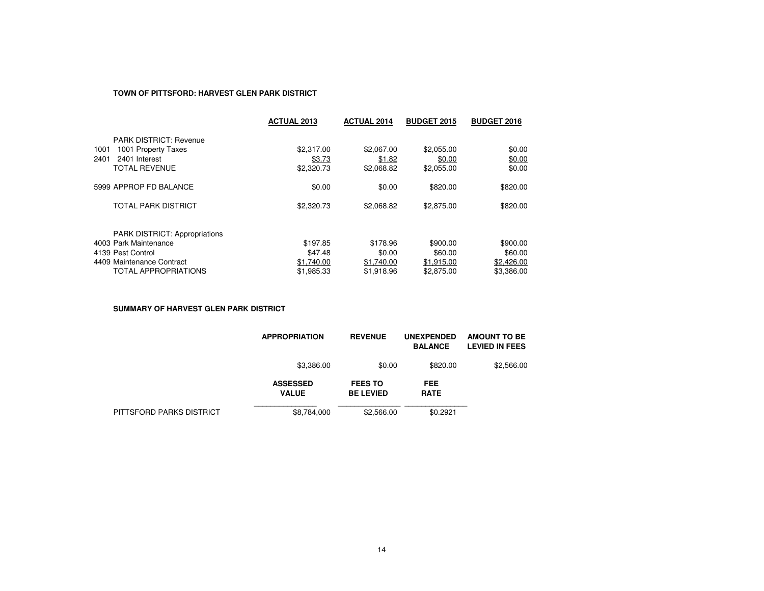**TOWN OF PITTSFORD: HARVEST GLEN PARK DISTRICT**

| | | ACTUAL 2013 | ACTUAL 2014 | BUDGET 2015 | BUDGET 2016 |
|---|---|---|---|---|---|
| | PARK DISTRICT: Revenue | | | | |
| 1001 | 1001 Property Taxes | $2,317.00 | $2,067.00 | $2,055.00 | $0.00 |
| 2401 | 2401 Interest | $3.73 | $1.82 | $0.00 | $0.00 |
| | TOTAL REVENUE | $2,320.73 | $2,068.82 | $2,055.00 | $0.00 |
| | 5999 APPROP FD BALANCE | $0.00 | $0.00 | $820.00 | $820.00 |
| | TOTAL PARK DISTRICT | $2,320.73 | $2,068.82 | $2,875.00 | $820.00 |
| | PARK DISTRICT: Appropriations | | | | |
| | 4003 Park Maintenance | $197.85 | $178.96 | $900.00 | $900.00 |
| | 4139 Pest Control | $47.48 | $0.00 | $60.00 | $60.00 |
| | 4409 Maintenance Contract | $1,740.00 | $1,740.00 | $1,915.00 | $2,426.00 |
| | TOTAL APPROPRIATIONS | $1,985.33 | $1,918.96 | $2,875.00 | $3,386.00 |

**SUMMARY OF HARVEST GLEN PARK DISTRICT**

| | APPROPRIATION | REVENUE | UNEXPENDED BALANCE | AMOUNT TO BE LEVIED IN FEES |
|---|---|---|---|---|
| | $3,386.00 | $0.00 | $820.00 | $2,566.00 |

| | ASSESSED VALUE | FEES TO BE LEVIED | FEE RATE |
|---|---|---|---|
| PITTSFORD PARKS DISTRICT | $8,784,000 | $2,566.00 | $0.2921 |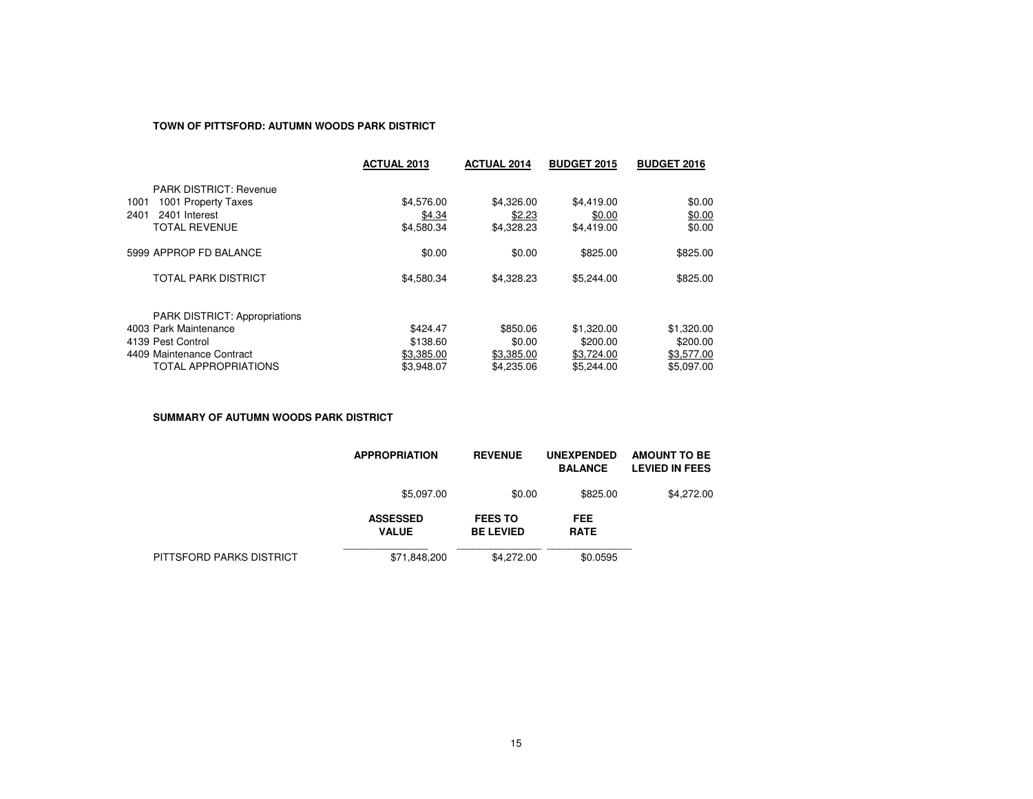**TOWN OF PITTSFORD: AUTUMN WOODS PARK DISTRICT**

| | | ACTUAL 2013 | ACTUAL 2014 | BUDGET 2015 | BUDGET 2016 |
|---|---|---|---|---|---|
| | PARK DISTRICT: Revenue | | | | |
| 1001 | 1001 Property Taxes | $4,576.00 | $4,326.00 | $4,419.00 | $0.00 |
| 2401 | 2401 Interest | $4.34 | $2.23 | $0.00 | $0.00 |
| | TOTAL REVENUE | $4,580.34 | $4,328.23 | $4,419.00 | $0.00 |
| | 5999 APPROP FD BALANCE | $0.00 | $0.00 | $825.00 | $825.00 |
| | TOTAL PARK DISTRICT | $4,580.34 | $4,328.23 | $5,244.00 | $825.00 |
| | PARK DISTRICT: Appropriations | | | | |
| | 4003 Park Maintenance | $424.47 | $850.06 | $1,320.00 | $1,320.00 |
| | 4139 Pest Control | $138.60 | $0.00 | $200.00 | $200.00 |
| | 4409 Maintenance Contract | $3,385.00 | $3,385.00 | $3,724.00 | $3,577.00 |
| | TOTAL APPROPRIATIONS | $3,948.07 | $4,235.06 | $5,244.00 | $5,097.00 |

**SUMMARY OF AUTUMN WOODS PARK DISTRICT**

| APPROPRIATION | REVENUE | UNEXPENDED BALANCE | AMOUNT TO BE LEVIED IN FEES |
|---|---|---|---|
| $5,097.00 | $0.00 | $825.00 | $4,272.00 |

| | ASSESSED VALUE | FEES TO BE LEVIED | FEE RATE |
|---|---|---|---|
| PITTSFORD PARKS DISTRICT | $71,848,200 | $4,272.00 | $0.0595 |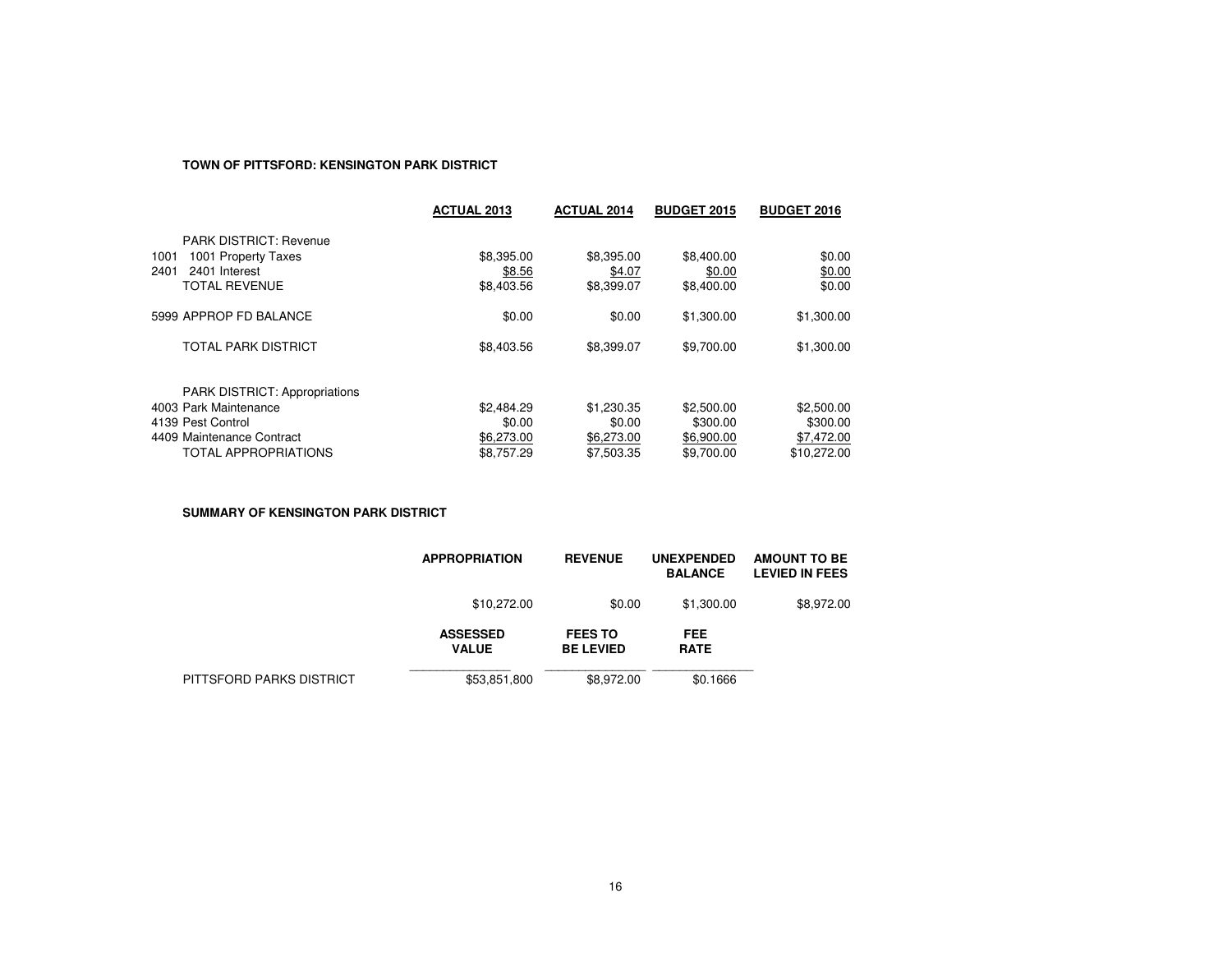**TOWN OF PITTSFORD: KENSINGTON PARK DISTRICT**

| | ACTUAL 2013 | ACTUAL 2014 | BUDGET 2015 | BUDGET 2016 |
|---|---|---|---|---|
| PARK DISTRICT: Revenue | | | | |
| 1001 1001 Property Taxes | $8,395.00 | $8,395.00 | $8,400.00 | $0.00 |
| 2401 2401 Interest | $8.56 | $4.07 | $0.00 | $0.00 |
| TOTAL REVENUE | $8,403.56 | $8,399.07 | $8,400.00 | $0.00 |
| 5999 APPROP FD BALANCE | $0.00 | $0.00 | $1,300.00 | $1,300.00 |
| TOTAL PARK DISTRICT | $8,403.56 | $8,399.07 | $9,700.00 | $1,300.00 |
| PARK DISTRICT: Appropriations | | | | |
| 4003 Park Maintenance | $2,484.29 | $1,230.35 | $2,500.00 | $2,500.00 |
| 4139 Pest Control | $0.00 | $0.00 | $300.00 | $300.00 |
| 4409 Maintenance Contract | $6,273.00 | $6,273.00 | $6,900.00 | $7,472.00 |
| TOTAL APPROPRIATIONS | $8,757.29 | $7,503.35 | $9,700.00 | $10,272.00 |

**SUMMARY OF KENSINGTON PARK DISTRICT**

| | APPROPRIATION | REVENUE | UNEXPENDED BALANCE | AMOUNT TO BE LEVIED IN FEES |
|---|---|---|---|---|
| | $10,272.00 | $0.00 | $1,300.00 | $8,972.00 |

| | ASSESSED VALUE | FEES TO BE LEVIED | FEE RATE |
|---|---|---|---|
| PITTSFORD PARKS DISTRICT | $53,851,800 | $8,972.00 | $0.1666 |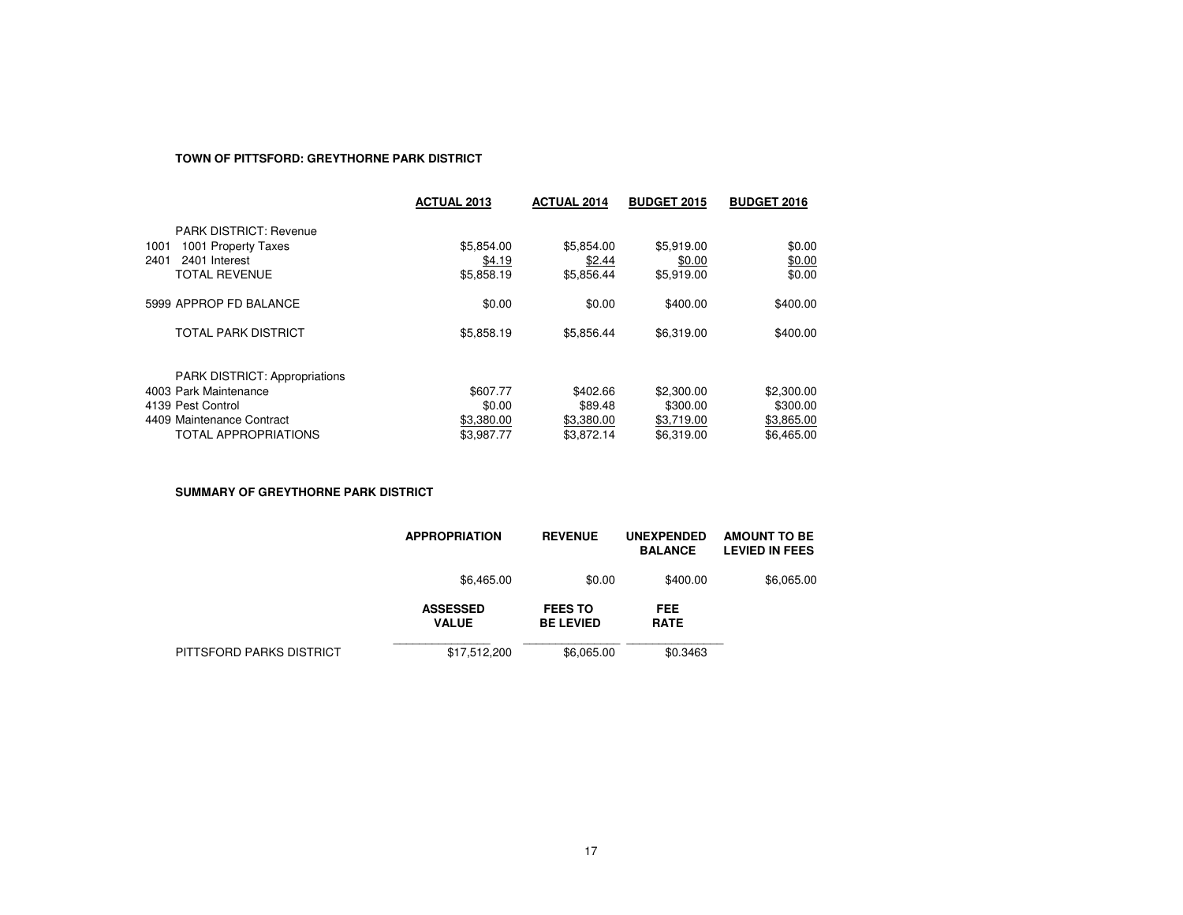**TOWN OF PITTSFORD: GREYTHORNE PARK DISTRICT**

| | | ACTUAL 2013 | ACTUAL 2014 | BUDGET 2015 | BUDGET 2016 |
|---|---|---|---|---|---|
| | PARK DISTRICT: Revenue | | | | |
| 1001 | 1001 Property Taxes | $5,854.00 | $5,854.00 | $5,919.00 | $0.00 |
| 2401 | 2401 Interest | $4.19 | $2.44 | $0.00 | $0.00 |
| | TOTAL REVENUE | $5,858.19 | $5,856.44 | $5,919.00 | $0.00 |
| | 5999 APPROP FD BALANCE | $0.00 | $0.00 | $400.00 | $400.00 |
| | TOTAL PARK DISTRICT | $5,858.19 | $5,856.44 | $6,319.00 | $400.00 |
| | PARK DISTRICT: Appropriations | | | | |
| | 4003 Park Maintenance | $607.77 | $402.66 | $2,300.00 | $2,300.00 |
| | 4139 Pest Control | $0.00 | $89.48 | $300.00 | $300.00 |
| | 4409 Maintenance Contract | $3,380.00 | $3,380.00 | $3,719.00 | $3,865.00 |
| | TOTAL APPROPRIATIONS | $3,987.77 | $3,872.14 | $6,319.00 | $6,465.00 |

**SUMMARY OF GREYTHORNE PARK DISTRICT**

| | APPROPRIATION | REVENUE | UNEXPENDED BALANCE | AMOUNT TO BE LEVIED IN FEES |
|---|---|---|---|---|
| | $6,465.00 | $0.00 | $400.00 | $6,065.00 |

| | ASSESSED VALUE | FEES TO BE LEVIED | FEE RATE |
|---|---|---|---|
| PITTSFORD PARKS DISTRICT | $17,512,200 | $6,065.00 | $0.3463 |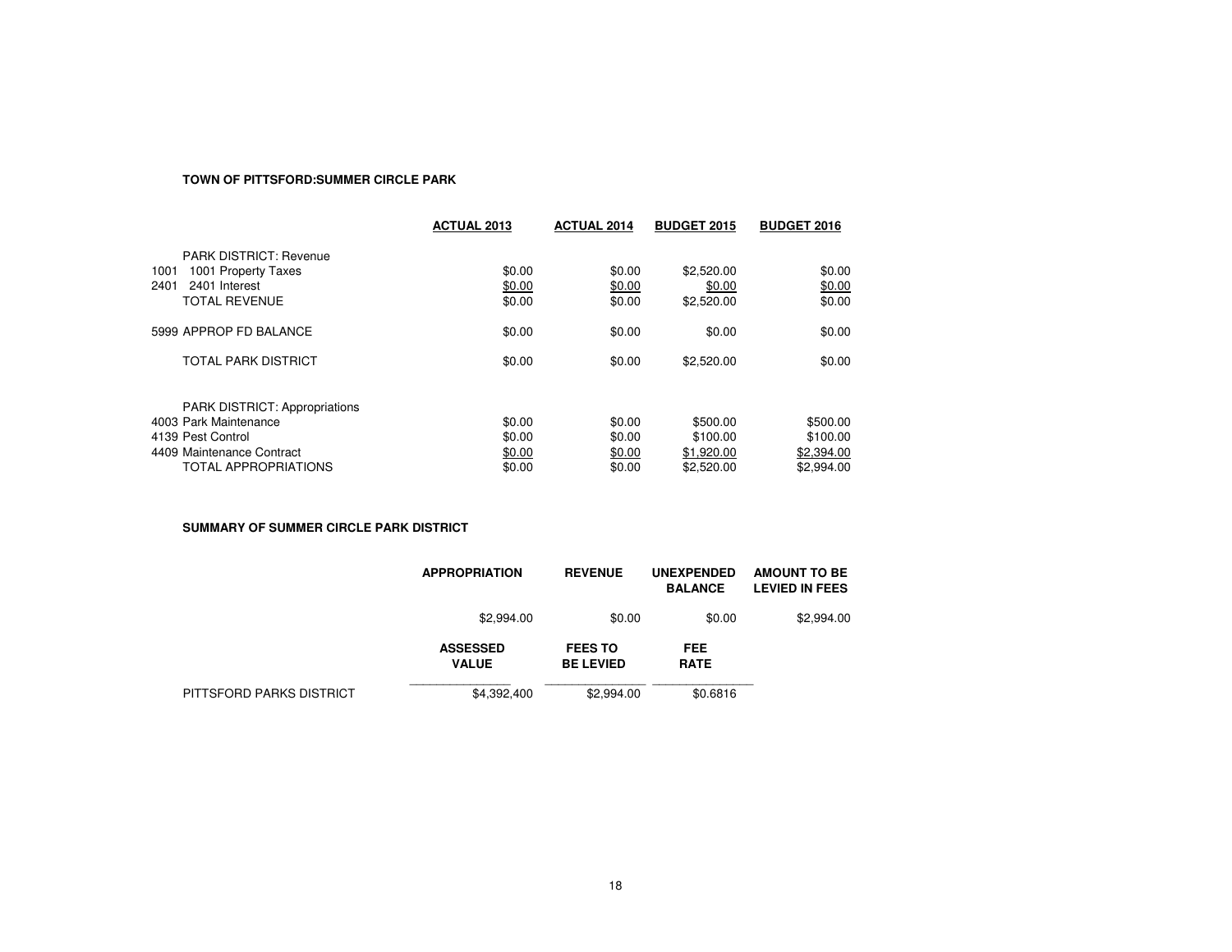**TOWN OF PITTSFORD:SUMMER CIRCLE PARK**

| | ACTUAL 2013 | ACTUAL 2014 | BUDGET 2015 | BUDGET 2016 |
|---|---|---|---|---|
| PARK DISTRICT: Revenue | | | | |
| 1001 1001 Property Taxes | $0.00 | $0.00 | $2,520.00 | $0.00 |
| 2401 2401 Interest | $0.00 | $0.00 | $0.00 | $0.00 |
| TOTAL REVENUE | $0.00 | $0.00 | $2,520.00 | $0.00 |
| 5999 APPROP FD BALANCE | $0.00 | $0.00 | $0.00 | $0.00 |
| TOTAL PARK DISTRICT | $0.00 | $0.00 | $2,520.00 | $0.00 |
| PARK DISTRICT: Appropriations | | | | |
| 4003 Park Maintenance | $0.00 | $0.00 | $500.00 | $500.00 |
| 4139 Pest Control | $0.00 | $0.00 | $100.00 | $100.00 |
| 4409 Maintenance Contract | $0.00 | $0.00 | $1,920.00 | $2,394.00 |
| TOTAL APPROPRIATIONS | $0.00 | $0.00 | $2,520.00 | $2,994.00 |

**SUMMARY OF SUMMER CIRCLE PARK DISTRICT**

| | APPROPRIATION | REVENUE | UNEXPENDED BALANCE | AMOUNT TO BE LEVIED IN FEES |
|---|---|---|---|---|
| | $2,994.00 | $0.00 | $0.00 | $2,994.00 |

| | ASSESSED VALUE | FEES TO BE LEVIED | FEE RATE |
|---|---|---|---|
| PITTSFORD PARKS DISTRICT | $4,392,400 | $2,994.00 | $0.6816 |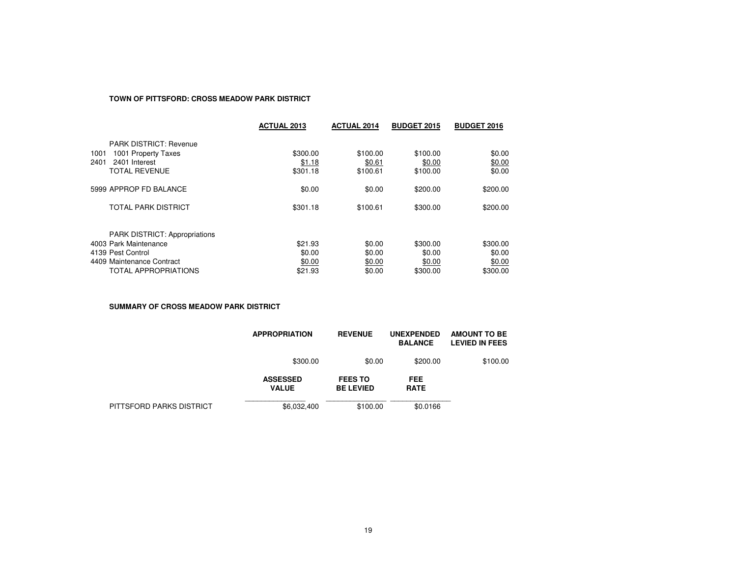**TOWN OF PITTSFORD: CROSS MEADOW PARK DISTRICT**

| | ACTUAL 2013 | ACTUAL 2014 | BUDGET 2015 | BUDGET 2016 |
|---|---|---|---|---|
| PARK DISTRICT: Revenue | | | | |
| 1001 1001 Property Taxes | $300.00 | $100.00 | $100.00 | $0.00 |
| 2401 2401 Interest | $1.18 | $0.61 | $0.00 | $0.00 |
| TOTAL REVENUE | $301.18 | $100.61 | $100.00 | $0.00 |
| 5999 APPROP FD BALANCE | $0.00 | $0.00 | $200.00 | $200.00 |
| TOTAL PARK DISTRICT | $301.18 | $100.61 | $300.00 | $200.00 |
| PARK DISTRICT: Appropriations | | | | |
| 4003 Park Maintenance | $21.93 | $0.00 | $300.00 | $300.00 |
| 4139 Pest Control | $0.00 | $0.00 | $0.00 | $0.00 |
| 4409 Maintenance Contract | $0.00 | $0.00 | $0.00 | $0.00 |
| TOTAL APPROPRIATIONS | $21.93 | $0.00 | $300.00 | $300.00 |

**SUMMARY OF CROSS MEADOW PARK DISTRICT**

| APPROPRIATION | REVENUE | UNEXPENDED BALANCE | AMOUNT TO BE LEVIED IN FEES |
|---|---|---|---|
| $300.00 | $0.00 | $200.00 | $100.00 |

| | ASSESSED VALUE | FEES TO BE LEVIED | FEE RATE |
|---|---|---|---|
| PITTSFORD PARKS DISTRICT | $6,032,400 | $100.00 | $0.0166 |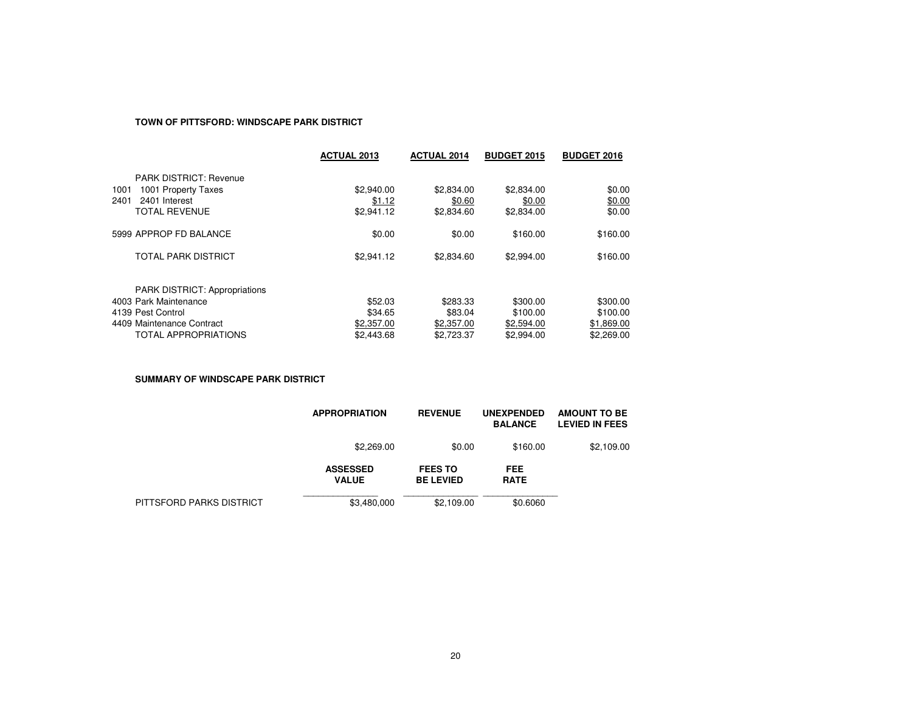**TOWN OF PITTSFORD: WINDSCAPE PARK DISTRICT**

| | | ACTUAL 2013 | ACTUAL 2014 | BUDGET 2015 | BUDGET 2016 |
|---|---|---|---|---|---|
| | PARK DISTRICT: Revenue | | | | |
| 1001 | 1001 Property Taxes | $2,940.00 | $2,834.00 | $2,834.00 | $0.00 |
| 2401 | 2401 Interest | $1.12 | $0.60 | $0.00 | $0.00 |
| | TOTAL REVENUE | $2,941.12 | $2,834.60 | $2,834.00 | $0.00 |
| | 5999 APPROP FD BALANCE | $0.00 | $0.00 | $160.00 | $160.00 |
| | TOTAL PARK DISTRICT | $2,941.12 | $2,834.60 | $2,994.00 | $160.00 |
| | PARK DISTRICT: Appropriations | | | | |
| | 4003 Park Maintenance | $52.03 | $283.33 | $300.00 | $300.00 |
| | 4139 Pest Control | $34.65 | $83.04 | $100.00 | $100.00 |
| | 4409 Maintenance Contract | $2,357.00 | $2,357.00 | $2,594.00 | $1,869.00 |
| | TOTAL APPROPRIATIONS | $2,443.68 | $2,723.37 | $2,994.00 | $2,269.00 |

**SUMMARY OF WINDSCAPE PARK DISTRICT**

| | APPROPRIATION | REVENUE | UNEXPENDED BALANCE | AMOUNT TO BE LEVIED IN FEES |
|---|---|---|---|---|
| | $2,269.00 | $0.00 | $160.00 | $2,109.00 |
| | **ASSESSED VALUE** | **FEES TO BE LEVIED** | **FEE RATE** | |
| PITTSFORD PARKS DISTRICT | $3,480,000 | $2,109.00 | $0.6060 | |